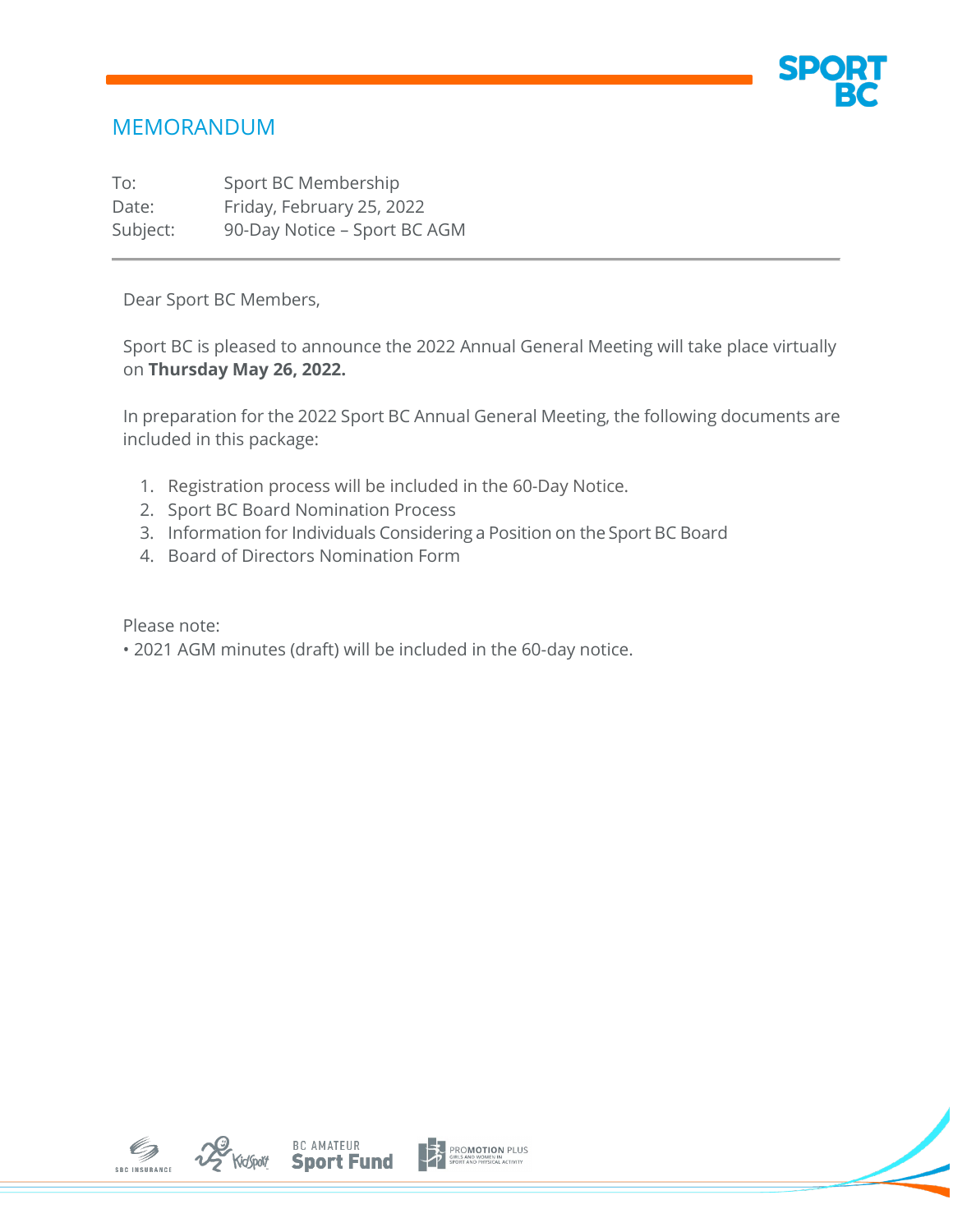# MEMORANDUM

To: Sport BC Membership
Date: Friday, February 25, 2022
Subject: 90-Day Notice – Sport BC AGM

---

Dear Sport BC Members,

Sport BC is pleased to announce the 2022 Annual General Meeting will take place virtually on **Thursday May 26, 2022.**

In preparation for the 2022 Sport BC Annual General Meeting, the following documents are included in this package:

1. Registration process will be included in the 60-Day Notice.
2. Sport BC Board Nomination Process
3. Information for Individuals Considering a Position on the Sport BC Board
4. Board of Directors Nomination Form

Please note:
• 2021 AGM minutes (draft) will be included in the 60-day notice.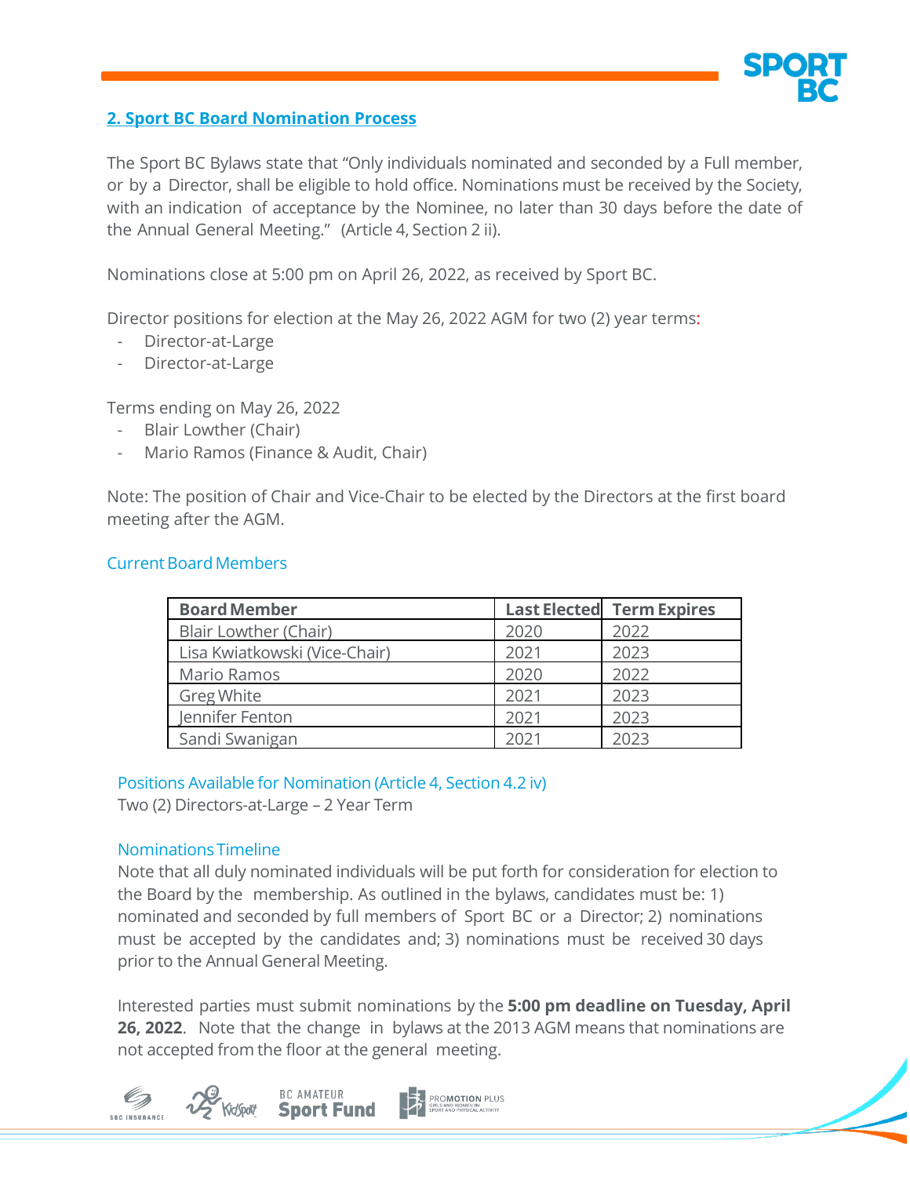## 2. Sport BC Board Nomination Process

The Sport BC Bylaws state that "Only individuals nominated and seconded by a Full member, or by a Director, shall be eligible to hold office. Nominations must be received by the Society, with an indication of acceptance by the Nominee, no later than 30 days before the date of the Annual General Meeting." (Article 4, Section 2 ii).

Nominations close at 5:00 pm on April 26, 2022, as received by Sport BC.

Director positions for election at the May 26, 2022 AGM for two (2) year terms:

- Director-at-Large
- Director-at-Large

Terms ending on May 26, 2022

- Blair Lowther (Chair)
- Mario Ramos (Finance & Audit, Chair)

Note: The position of Chair and Vice-Chair to be elected by the Directors at the first board meeting after the AGM.

### Current Board Members

| Board Member | Last Elected | Term Expires |
|---|---|---|
| Blair Lowther (Chair) | 2020 | 2022 |
| Lisa Kwiatkowski (Vice-Chair) | 2021 | 2023 |
| Mario Ramos | 2020 | 2022 |
| Greg White | 2021 | 2023 |
| Jennifer Fenton | 2021 | 2023 |
| Sandi Swanigan | 2021 | 2023 |

### Positions Available for Nomination (Article 4, Section 4.2 iv)

Two (2) Directors-at-Large – 2 Year Term

### Nominations Timeline

Note that all duly nominated individuals will be put forth for consideration for election to the Board by the membership. As outlined in the bylaws, candidates must be: 1) nominated and seconded by full members of Sport BC or a Director; 2) nominations must be accepted by the candidates and; 3) nominations must be received 30 days prior to the Annual General Meeting.

Interested parties must submit nominations by the **5:00 pm deadline on Tuesday, April 26, 2022**. Note that the change in bylaws at the 2013 AGM means that nominations are not accepted from the floor at the general meeting.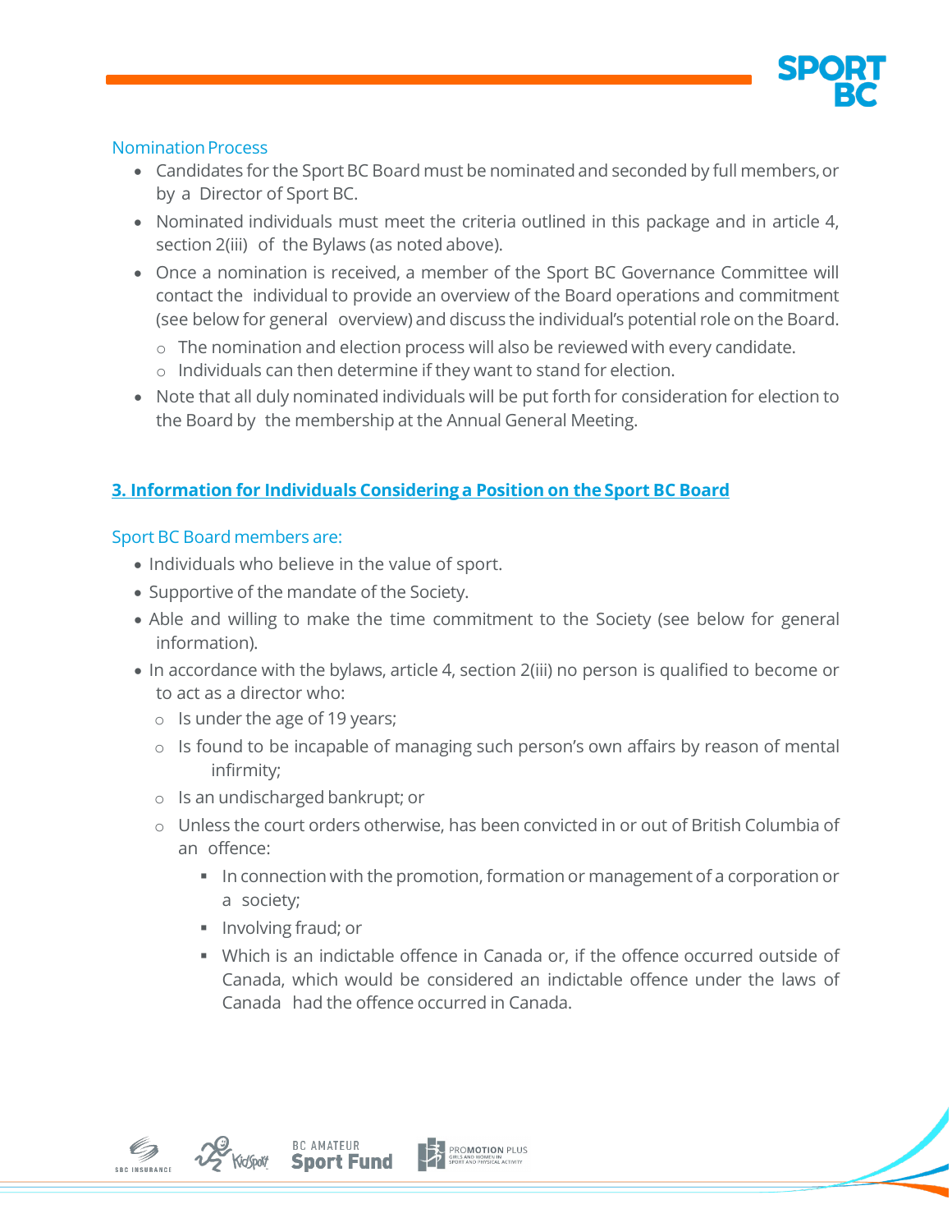### Nomination Process

- Candidates for the Sport BC Board must be nominated and seconded by full members, or by a Director of Sport BC.
- Nominated individuals must meet the criteria outlined in this package and in article 4, section 2(iii) of the Bylaws (as noted above).
- Once a nomination is received, a member of the Sport BC Governance Committee will contact the individual to provide an overview of the Board operations and commitment (see below for general overview) and discuss the individual's potential role on the Board.
    - The nomination and election process will also be reviewed with every candidate.
    - Individuals can then determine if they want to stand for election.
- Note that all duly nominated individuals will be put forth for consideration for election to the Board by the membership at the Annual General Meeting.

## 3. Information for Individuals Considering a Position on the Sport BC Board

### Sport BC Board members are:

- Individuals who believe in the value of sport.
- Supportive of the mandate of the Society.
- Able and willing to make the time commitment to the Society (see below for general information).
- In accordance with the bylaws, article 4, section 2(iii) no person is qualified to become or to act as a director who:
    - Is under the age of 19 years;
    - Is found to be incapable of managing such person's own affairs by reason of mental infirmity;
    - Is an undischarged bankrupt; or
    - Unless the court orders otherwise, has been convicted in or out of British Columbia of an offence:
        - In connection with the promotion, formation or management of a corporation or a society;
        - Involving fraud; or
        - Which is an indictable offence in Canada or, if the offence occurred outside of Canada, which would be considered an indictable offence under the laws of Canada had the offence occurred in Canada.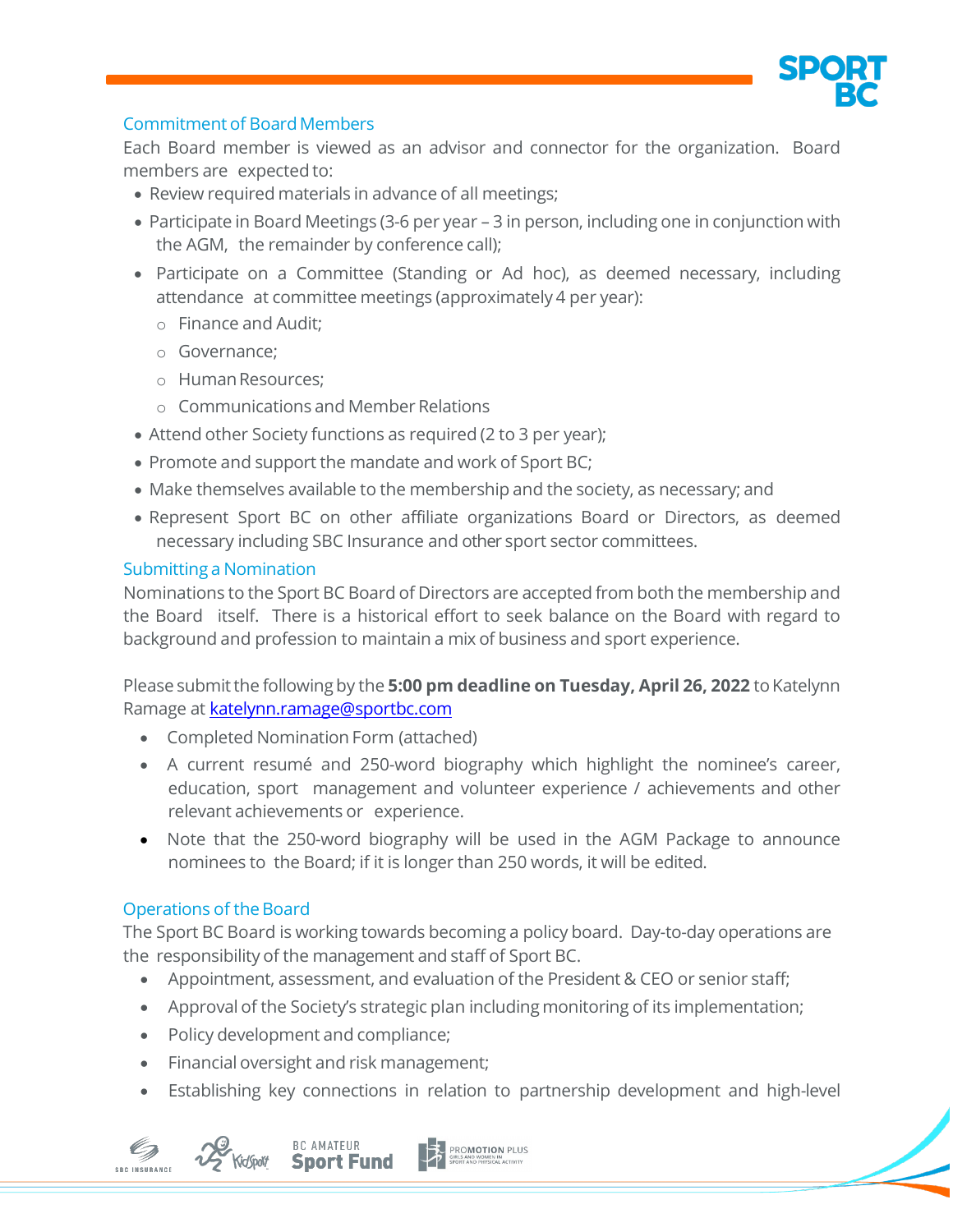## Commitment of Board Members

Each Board member is viewed as an advisor and connector for the organization. Board members are expected to:

- Review required materials in advance of all meetings;
- Participate in Board Meetings (3-6 per year – 3 in person, including one in conjunction with the AGM, the remainder by conference call);
- Participate on a Committee (Standing or Ad hoc), as deemed necessary, including attendance at committee meetings (approximately 4 per year):
  - Finance and Audit;
  - Governance;
  - Human Resources;
  - Communications and Member Relations
- Attend other Society functions as required (2 to 3 per year);
- Promote and support the mandate and work of Sport BC;
- Make themselves available to the membership and the society, as necessary; and
- Represent Sport BC on other affiliate organizations Board or Directors, as deemed necessary including SBC Insurance and other sport sector committees.

## Submitting a Nomination

Nominations to the Sport BC Board of Directors are accepted from both the membership and the Board itself. There is a historical effort to seek balance on the Board with regard to background and profession to maintain a mix of business and sport experience.

Please submit the following by the **5:00 pm deadline on Tuesday, April 26, 2022** to Katelynn Ramage at katelynn.ramage@sportbc.com

- Completed Nomination Form (attached)
- A current resumé and 250-word biography which highlight the nominee's career, education, sport management and volunteer experience / achievements and other relevant achievements or experience.
- Note that the 250-word biography will be used in the AGM Package to announce nominees to the Board; if it is longer than 250 words, it will be edited.

## Operations of the Board

The Sport BC Board is working towards becoming a policy board. Day-to-day operations are the responsibility of the management and staff of Sport BC.

- Appointment, assessment, and evaluation of the President & CEO or senior staff;
- Approval of the Society's strategic plan including monitoring of its implementation;
- Policy development and compliance;
- Financial oversight and risk management;
- Establishing key connections in relation to partnership development and high-level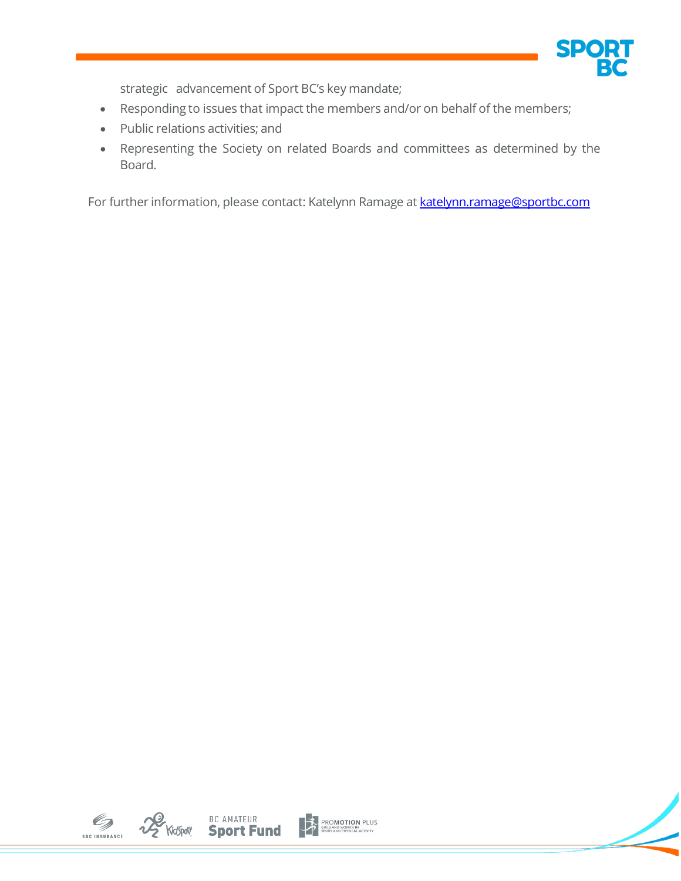strategic advancement of Sport BC's key mandate;

- Responding to issues that impact the members and/or on behalf of the members;
- Public relations activities; and
- Representing the Society on related Boards and committees as determined by the Board.

For further information, please contact: Katelynn Ramage at katelynn.ramage@sportbc.com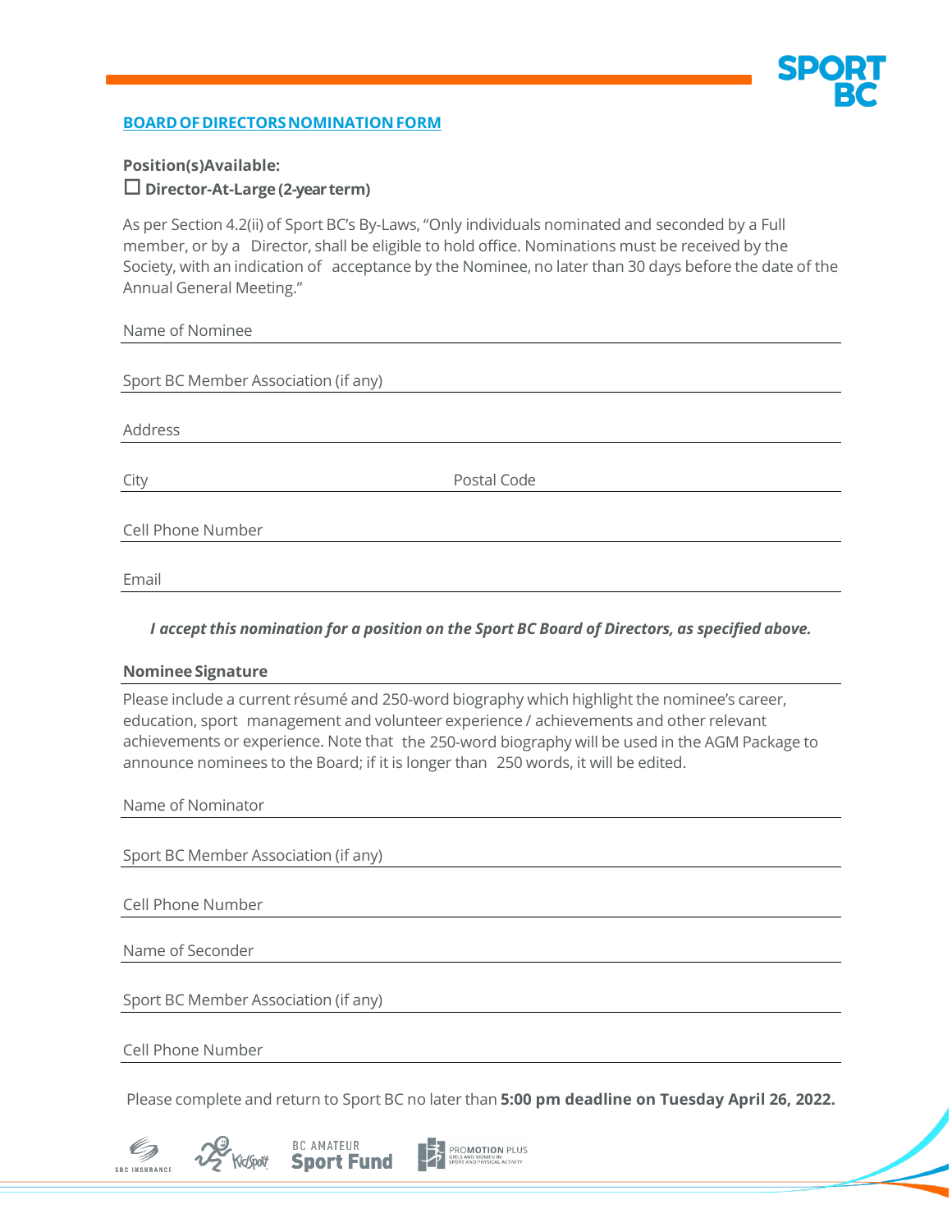**BOARD OF DIRECTORS NOMINATION FORM**

**Position(s)Available:**

☐ **Director-At-Large (2-year term)**

As per Section 4.2(ii) of Sport BC's By-Laws, "Only individuals nominated and seconded by a Full member, or by a Director, shall be eligible to hold office. Nominations must be received by the Society, with an indication of acceptance by the Nominee, no later than 30 days before the date of the Annual General Meeting."

Name of Nominee \_\_\_\_\_\_\_\_\_\_\_\_\_\_\_\_\_\_\_\_\_\_\_\_\_\_\_\_\_\_

Sport BC Member Association (if any) \_\_\_\_\_\_\_\_\_\_\_\_\_\_\_\_\_\_\_\_\_\_\_\_\_\_\_\_\_\_

Address \_\_\_\_\_\_\_\_\_\_\_\_\_\_\_\_\_\_\_\_\_\_\_\_\_\_\_\_\_\_

City \_\_\_\_\_\_\_\_\_\_\_\_\_\_\_ Postal Code \_\_\_\_\_\_\_\_\_\_\_\_\_\_\_

Cell Phone Number \_\_\_\_\_\_\_\_\_\_\_\_\_\_\_\_\_\_\_\_\_\_\_\_\_\_\_\_\_\_

Email \_\_\_\_\_\_\_\_\_\_\_\_\_\_\_\_\_\_\_\_\_\_\_\_\_\_\_\_\_\_

***I accept this nomination for a position on the Sport BC Board of Directors, as specified above.***

**Nominee Signature** \_\_\_\_\_\_\_\_\_\_\_\_\_\_\_\_\_\_\_\_\_\_\_\_\_\_\_\_\_\_

Please include a current résumé and 250-word biography which highlight the nominee's career, education, sport management and volunteer experience / achievements and other relevant achievements or experience. Note that the 250-word biography will be used in the AGM Package to announce nominees to the Board; if it is longer than 250 words, it will be edited.

Name of Nominator \_\_\_\_\_\_\_\_\_\_\_\_\_\_\_\_\_\_\_\_\_\_\_\_\_\_\_\_\_\_

Sport BC Member Association (if any) \_\_\_\_\_\_\_\_\_\_\_\_\_\_\_\_\_\_\_\_\_\_\_\_\_\_\_\_\_\_

Cell Phone Number \_\_\_\_\_\_\_\_\_\_\_\_\_\_\_\_\_\_\_\_\_\_\_\_\_\_\_\_\_\_

Name of Seconder \_\_\_\_\_\_\_\_\_\_\_\_\_\_\_\_\_\_\_\_\_\_\_\_\_\_\_\_\_\_

Sport BC Member Association (if any) \_\_\_\_\_\_\_\_\_\_\_\_\_\_\_\_\_\_\_\_\_\_\_\_\_\_\_\_\_\_

Cell Phone Number \_\_\_\_\_\_\_\_\_\_\_\_\_\_\_\_\_\_\_\_\_\_\_\_\_\_\_\_\_\_

Please complete and return to Sport BC no later than **5:00 pm deadline on Tuesday April 26, 2022.**